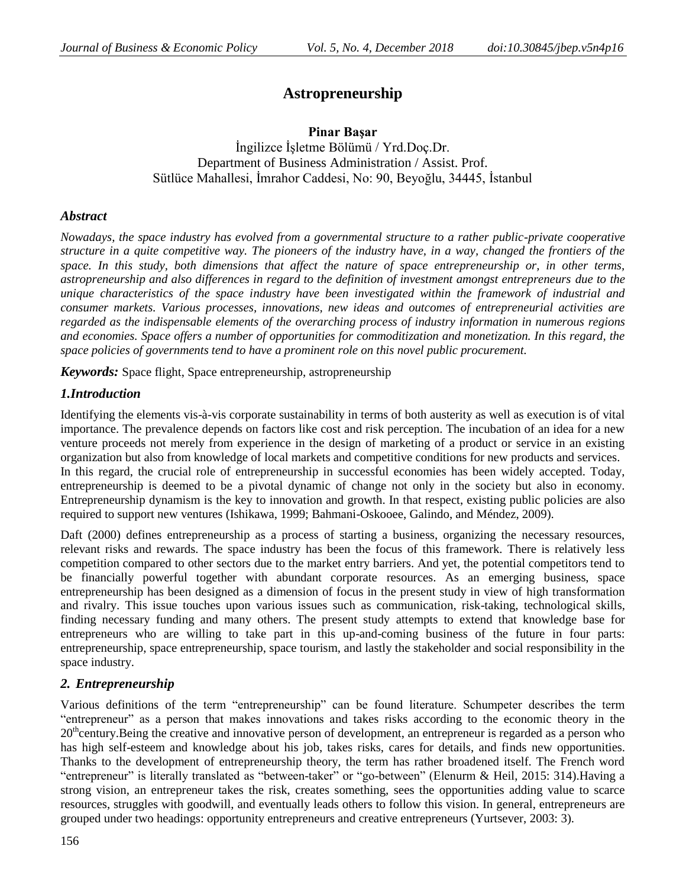# Astropreneurship

**Pinar Başar**

İngilizce İşletme Bölümü / Yrd.Doç.Dr.
Department of Business Administration / Assist. Prof.
Sütlüce Mahallesi, İmrahor Caddesi, No: 90, Beyoğlu, 34445, İstanbul

### *Abstract*

*Nowadays, the space industry has evolved from a governmental structure to a rather public-private cooperative structure in a quite competitive way. The pioneers of the industry have, in a way, changed the frontiers of the space. In this study, both dimensions that affect the nature of space entrepreneurship or, in other terms, astropreneurship and also differences in regard to the definition of investment amongst entrepreneurs due to the unique characteristics of the space industry have been investigated within the framework of industrial and consumer markets. Various processes, innovations, new ideas and outcomes of entrepreneurial activities are regarded as the indispensable elements of the overarching process of industry information in numerous regions and economies. Space offers a number of opportunities for commoditization and monetization. In this regard, the space policies of governments tend to have a prominent role on this novel public procurement.*

***Keywords:*** Space flight, Space entrepreneurship, astropreneurship

## *1.Introduction*

Identifying the elements vis-à-vis corporate sustainability in terms of both austerity as well as execution is of vital importance. The prevalence depends on factors like cost and risk perception. The incubation of an idea for a new venture proceeds not merely from experience in the design of marketing of a product or service in an existing organization but also from knowledge of local markets and competitive conditions for new products and services.
In this regard, the crucial role of entrepreneurship in successful economies has been widely accepted. Today, entrepreneurship is deemed to be a pivotal dynamic of change not only in the society but also in economy. Entrepreneurship dynamism is the key to innovation and growth. In that respect, existing public policies are also required to support new ventures (Ishikawa, 1999; Bahmani-Oskooee, Galindo, and Méndez, 2009).

Daft (2000) defines entrepreneurship as a process of starting a business, organizing the necessary resources, relevant risks and rewards. The space industry has been the focus of this framework. There is relatively less competition compared to other sectors due to the market entry barriers. And yet, the potential competitors tend to be financially powerful together with abundant corporate resources. As an emerging business, space entrepreneurship has been designed as a dimension of focus in the present study in view of high transformation and rivalry. This issue touches upon various issues such as communication, risk-taking, technological skills, finding necessary funding and many others. The present study attempts to extend that knowledge base for entrepreneurs who are willing to take part in this up-and-coming business of the future in four parts: entrepreneurship, space entrepreneurship, space tourism, and lastly the stakeholder and social responsibility in the space industry.

## *2. Entrepreneurship*

Various definitions of the term "entrepreneurship" can be found literature. Schumpeter describes the term "entrepreneur" as a person that makes innovations and takes risks according to the economic theory in the 20th century.Being the creative and innovative person of development, an entrepreneur is regarded as a person who has high self-esteem and knowledge about his job, takes risks, cares for details, and finds new opportunities. Thanks to the development of entrepreneurship theory, the term has rather broadened itself. The French word "entrepreneur" is literally translated as "between-taker" or "go-between" (Elenurm & Heil, 2015: 314).Having a strong vision, an entrepreneur takes the risk, creates something, sees the opportunities adding value to scarce resources, struggles with goodwill, and eventually leads others to follow this vision. In general, entrepreneurs are grouped under two headings: opportunity entrepreneurs and creative entrepreneurs (Yurtsever, 2003: 3).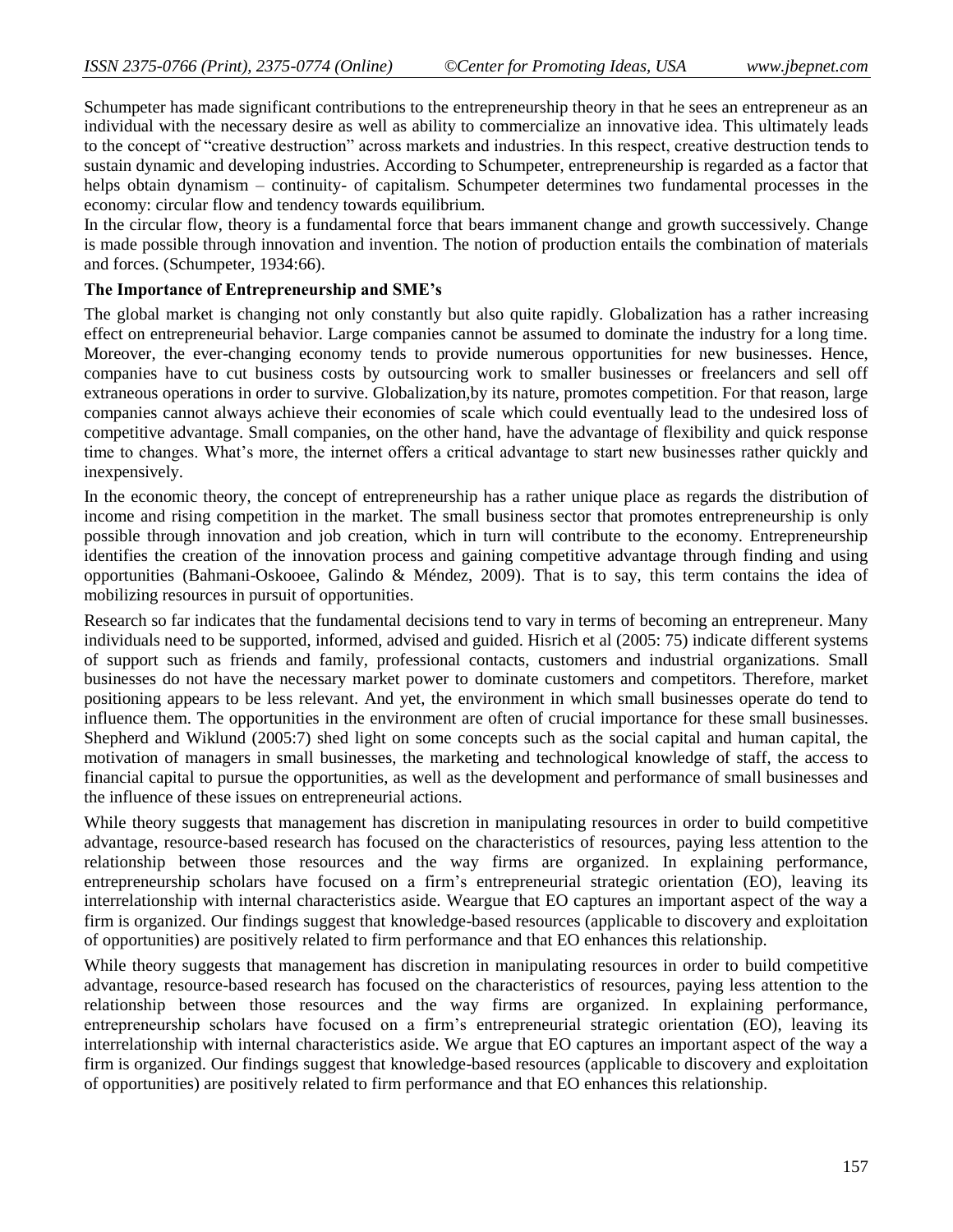Schumpeter has made significant contributions to the entrepreneurship theory in that he sees an entrepreneur as an individual with the necessary desire as well as ability to commercialize an innovative idea. This ultimately leads to the concept of "creative destruction" across markets and industries. In this respect, creative destruction tends to sustain dynamic and developing industries. According to Schumpeter, entrepreneurship is regarded as a factor that helps obtain dynamism – continuity- of capitalism. Schumpeter determines two fundamental processes in the economy: circular flow and tendency towards equilibrium.

In the circular flow, theory is a fundamental force that bears immanent change and growth successively. Change is made possible through innovation and invention. The notion of production entails the combination of materials and forces. (Schumpeter, 1934:66).

**The Importance of Entrepreneurship and SME's**

The global market is changing not only constantly but also quite rapidly. Globalization has a rather increasing effect on entrepreneurial behavior. Large companies cannot be assumed to dominate the industry for a long time. Moreover, the ever-changing economy tends to provide numerous opportunities for new businesses. Hence, companies have to cut business costs by outsourcing work to smaller businesses or freelancers and sell off extraneous operations in order to survive. Globalization,by its nature, promotes competition. For that reason, large companies cannot always achieve their economies of scale which could eventually lead to the undesired loss of competitive advantage. Small companies, on the other hand, have the advantage of flexibility and quick response time to changes. What's more, the internet offers a critical advantage to start new businesses rather quickly and inexpensively.

In the economic theory, the concept of entrepreneurship has a rather unique place as regards the distribution of income and rising competition in the market. The small business sector that promotes entrepreneurship is only possible through innovation and job creation, which in turn will contribute to the economy. Entrepreneurship identifies the creation of the innovation process and gaining competitive advantage through finding and using opportunities (Bahmani-Oskooee, Galindo & Méndez, 2009). That is to say, this term contains the idea of mobilizing resources in pursuit of opportunities.

Research so far indicates that the fundamental decisions tend to vary in terms of becoming an entrepreneur. Many individuals need to be supported, informed, advised and guided. Hisrich et al (2005: 75) indicate different systems of support such as friends and family, professional contacts, customers and industrial organizations. Small businesses do not have the necessary market power to dominate customers and competitors. Therefore, market positioning appears to be less relevant. And yet, the environment in which small businesses operate do tend to influence them. The opportunities in the environment are often of crucial importance for these small businesses. Shepherd and Wiklund (2005:7) shed light on some concepts such as the social capital and human capital, the motivation of managers in small businesses, the marketing and technological knowledge of staff, the access to financial capital to pursue the opportunities, as well as the development and performance of small businesses and the influence of these issues on entrepreneurial actions.

While theory suggests that management has discretion in manipulating resources in order to build competitive advantage, resource-based research has focused on the characteristics of resources, paying less attention to the relationship between those resources and the way firms are organized. In explaining performance, entrepreneurship scholars have focused on a firm's entrepreneurial strategic orientation (EO), leaving its interrelationship with internal characteristics aside. Weargue that EO captures an important aspect of the way a firm is organized. Our findings suggest that knowledge-based resources (applicable to discovery and exploitation of opportunities) are positively related to firm performance and that EO enhances this relationship.

While theory suggests that management has discretion in manipulating resources in order to build competitive advantage, resource-based research has focused on the characteristics of resources, paying less attention to the relationship between those resources and the way firms are organized. In explaining performance, entrepreneurship scholars have focused on a firm's entrepreneurial strategic orientation (EO), leaving its interrelationship with internal characteristics aside. We argue that EO captures an important aspect of the way a firm is organized. Our findings suggest that knowledge-based resources (applicable to discovery and exploitation of opportunities) are positively related to firm performance and that EO enhances this relationship.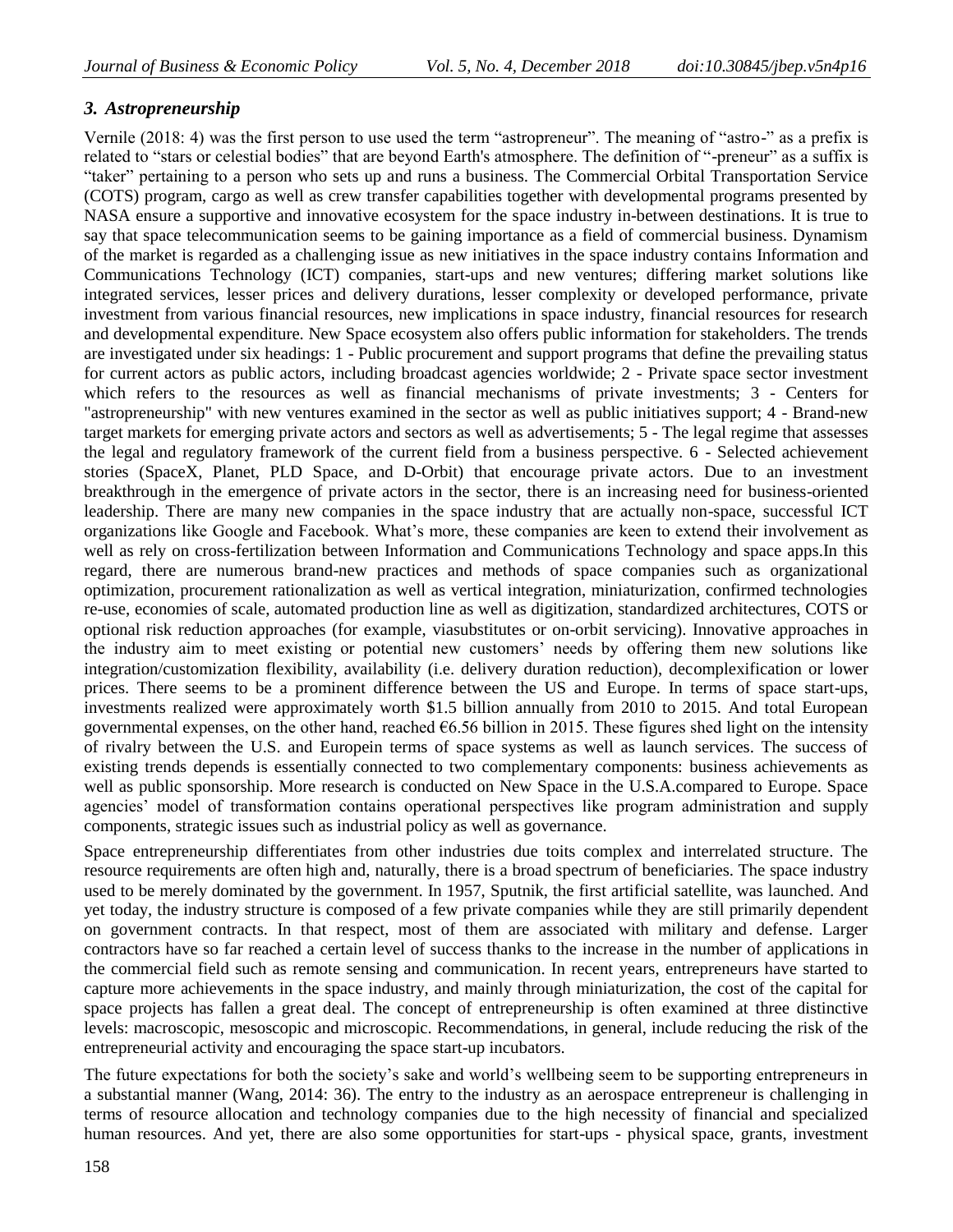## *3. Astropreneurship*

Vernile (2018: 4) was the first person to use used the term "astropreneur". The meaning of "astro-" as a prefix is related to "stars or celestial bodies" that are beyond Earth's atmosphere. The definition of "-preneur" as a suffix is "taker" pertaining to a person who sets up and runs a business. The Commercial Orbital Transportation Service (COTS) program, cargo as well as crew transfer capabilities together with developmental programs presented by NASA ensure a supportive and innovative ecosystem for the space industry in-between destinations. It is true to say that space telecommunication seems to be gaining importance as a field of commercial business. Dynamism of the market is regarded as a challenging issue as new initiatives in the space industry contains Information and Communications Technology (ICT) companies, start-ups and new ventures; differing market solutions like integrated services, lesser prices and delivery durations, lesser complexity or developed performance, private investment from various financial resources, new implications in space industry, financial resources for research and developmental expenditure. New Space ecosystem also offers public information for stakeholders. The trends are investigated under six headings: 1 - Public procurement and support programs that define the prevailing status for current actors as public actors, including broadcast agencies worldwide; 2 - Private space sector investment which refers to the resources as well as financial mechanisms of private investments; 3 - Centers for "astropreneurship" with new ventures examined in the sector as well as public initiatives support; 4 - Brand-new target markets for emerging private actors and sectors as well as advertisements; 5 - The legal regime that assesses the legal and regulatory framework of the current field from a business perspective. 6 - Selected achievement stories (SpaceX, Planet, PLD Space, and D-Orbit) that encourage private actors. Due to an investment breakthrough in the emergence of private actors in the sector, there is an increasing need for business-oriented leadership. There are many new companies in the space industry that are actually non-space, successful ICT organizations like Google and Facebook. What's more, these companies are keen to extend their involvement as well as rely on cross-fertilization between Information and Communications Technology and space apps.In this regard, there are numerous brand-new practices and methods of space companies such as organizational optimization, procurement rationalization as well as vertical integration, miniaturization, confirmed technologies re-use, economies of scale, automated production line as well as digitization, standardized architectures, COTS or optional risk reduction approaches (for example, viasubstitutes or on-orbit servicing). Innovative approaches in the industry aim to meet existing or potential new customers' needs by offering them new solutions like integration/customization flexibility, availability (i.e. delivery duration reduction), decomplexification or lower prices. There seems to be a prominent difference between the US and Europe. In terms of space start-ups, investments realized were approximately worth $1.5 billion annually from 2010 to 2015. And total European governmental expenses, on the other hand, reached €6.56 billion in 2015. These figures shed light on the intensity of rivalry between the U.S. and Europein terms of space systems as well as launch services. The success of existing trends depends is essentially connected to two complementary components: business achievements as well as public sponsorship. More research is conducted on New Space in the U.S.A.compared to Europe. Space agencies' model of transformation contains operational perspectives like program administration and supply components, strategic issues such as industrial policy as well as governance.

Space entrepreneurship differentiates from other industries due toits complex and interrelated structure. The resource requirements are often high and, naturally, there is a broad spectrum of beneficiaries. The space industry used to be merely dominated by the government. In 1957, Sputnik, the first artificial satellite, was launched. And yet today, the industry structure is composed of a few private companies while they are still primarily dependent on government contracts. In that respect, most of them are associated with military and defense. Larger contractors have so far reached a certain level of success thanks to the increase in the number of applications in the commercial field such as remote sensing and communication. In recent years, entrepreneurs have started to capture more achievements in the space industry, and mainly through miniaturization, the cost of the capital for space projects has fallen a great deal. The concept of entrepreneurship is often examined at three distinctive levels: macroscopic, mesoscopic and microscopic. Recommendations, in general, include reducing the risk of the entrepreneurial activity and encouraging the space start-up incubators.

The future expectations for both the society's sake and world's wellbeing seem to be supporting entrepreneurs in a substantial manner (Wang, 2014: 36). The entry to the industry as an aerospace entrepreneur is challenging in terms of resource allocation and technology companies due to the high necessity of financial and specialized human resources. And yet, there are also some opportunities for start-ups - physical space, grants, investment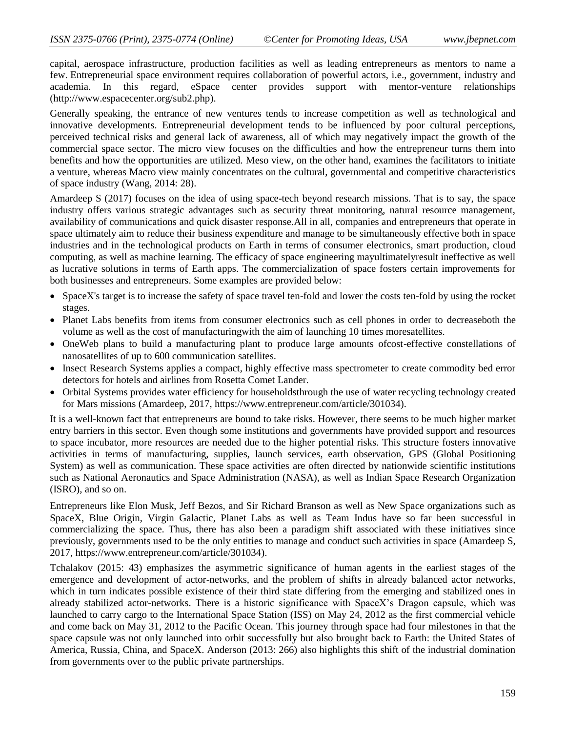capital, aerospace infrastructure, production facilities as well as leading entrepreneurs as mentors to name a few. Entrepreneurial space environment requires collaboration of powerful actors, i.e., government, industry and academia. In this regard, eSpace center provides support with mentor-venture relationships (http://www.espacecenter.org/sub2.php).

Generally speaking, the entrance of new ventures tends to increase competition as well as technological and innovative developments. Entrepreneurial development tends to be influenced by poor cultural perceptions, perceived technical risks and general lack of awareness, all of which may negatively impact the growth of the commercial space sector. The micro view focuses on the difficulties and how the entrepreneur turns them into benefits and how the opportunities are utilized. Meso view, on the other hand, examines the facilitators to initiate a venture, whereas Macro view mainly concentrates on the cultural, governmental and competitive characteristics of space industry (Wang, 2014: 28).

Amardeep S (2017) focuses on the idea of using space-tech beyond research missions. That is to say, the space industry offers various strategic advantages such as security threat monitoring, natural resource management, availability of communications and quick disaster response.All in all, companies and entrepreneurs that operate in space ultimately aim to reduce their business expenditure and manage to be simultaneously effective both in space industries and in the technological products on Earth in terms of consumer electronics, smart production, cloud computing, as well as machine learning. The efficacy of space engineering mayultimatelyresult ineffective as well as lucrative solutions in terms of Earth apps. The commercialization of space fosters certain improvements for both businesses and entrepreneurs. Some examples are provided below:

- SpaceX's target is to increase the safety of space travel ten-fold and lower the costs ten-fold by using the rocket stages.
- Planet Labs benefits from items from consumer electronics such as cell phones in order to decreaseboth the volume as well as the cost of manufacturingwith the aim of launching 10 times moresatellites.
- OneWeb plans to build a manufacturing plant to produce large amounts ofcost-effective constellations of nanosatellites of up to 600 communication satellites.
- Insect Research Systems applies a compact, highly effective mass spectrometer to create commodity bed error detectors for hotels and airlines from Rosetta Comet Lander.
- Orbital Systems provides water efficiency for householdsthrough the use of water recycling technology created for Mars missions (Amardeep, 2017, https://www.entrepreneur.com/article/301034).

It is a well-known fact that entrepreneurs are bound to take risks. However, there seems to be much higher market entry barriers in this sector. Even though some institutions and governments have provided support and resources to space incubator, more resources are needed due to the higher potential risks. This structure fosters innovative activities in terms of manufacturing, supplies, launch services, earth observation, GPS (Global Positioning System) as well as communication. These space activities are often directed by nationwide scientific institutions such as National Aeronautics and Space Administration (NASA), as well as Indian Space Research Organization (ISRO), and so on.

Entrepreneurs like Elon Musk, Jeff Bezos, and Sir Richard Branson as well as New Space organizations such as SpaceX, Blue Origin, Virgin Galactic, Planet Labs as well as Team Indus have so far been successful in commercializing the space. Thus, there has also been a paradigm shift associated with these initiatives since previously, governments used to be the only entities to manage and conduct such activities in space (Amardeep S, 2017, https://www.entrepreneur.com/article/301034).

Tchalakov (2015: 43) emphasizes the asymmetric significance of human agents in the earliest stages of the emergence and development of actor-networks, and the problem of shifts in already balanced actor networks, which in turn indicates possible existence of their third state differing from the emerging and stabilized ones in already stabilized actor-networks. There is a historic significance with SpaceX's Dragon capsule, which was launched to carry cargo to the International Space Station (ISS) on May 24, 2012 as the first commercial vehicle and come back on May 31, 2012 to the Pacific Ocean. This journey through space had four milestones in that the space capsule was not only launched into orbit successfully but also brought back to Earth: the United States of America, Russia, China, and SpaceX. Anderson (2013: 266) also highlights this shift of the industrial domination from governments over to the public private partnerships.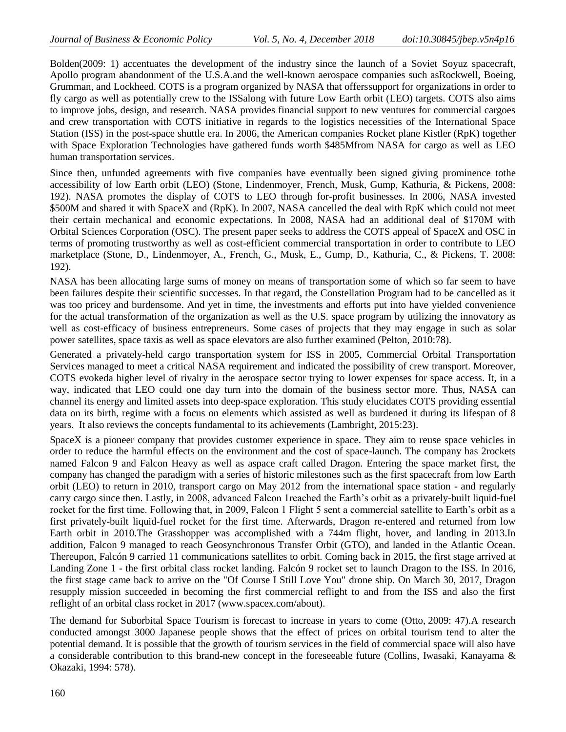Bolden(2009: 1) accentuates the development of the industry since the launch of a Soviet Soyuz spacecraft, Apollo program abandonment of the U.S.A.and the well-known aerospace companies such asRockwell, Boeing, Grumman, and Lockheed. COTS is a program organized by NASA that offerssupport for organizations in order to fly cargo as well as potentially crew to the ISSalong with future Low Earth orbit (LEO) targets. COTS also aims to improve jobs, design, and research. NASA provides financial support to new ventures for commercial cargoes and crew transportation with COTS initiative in regards to the logistics necessities of the International Space Station (ISS) in the post-space shuttle era. In 2006, the American companies Rocket plane Kistler (RpK) together with Space Exploration Technologies have gathered funds worth \$485Mfrom NASA for cargo as well as LEO human transportation services.

Since then, unfunded agreements with five companies have eventually been signed giving prominence tothe accessibility of low Earth orbit (LEO) (Stone, Lindenmoyer, French, Musk, Gump, Kathuria, & Pickens, 2008: 192). NASA promotes the display of COTS to LEO through for-profit businesses. In 2006, NASA invested \$500M and shared it with SpaceX and (RpK). In 2007, NASA cancelled the deal with RpK which could not meet their certain mechanical and economic expectations. In 2008, NASA had an additional deal of \$170M with Orbital Sciences Corporation (OSC). The present paper seeks to address the COTS appeal of SpaceX and OSC in terms of promoting trustworthy as well as cost-efficient commercial transportation in order to contribute to LEO marketplace (Stone, D., Lindenmoyer, A., French, G., Musk, E., Gump, D., Kathuria, C., & Pickens, T. 2008: 192).

NASA has been allocating large sums of money on means of transportation some of which so far seem to have been failures despite their scientific successes. In that regard, the Constellation Program had to be cancelled as it was too pricey and burdensome. And yet in time, the investments and efforts put into have yielded convenience for the actual transformation of the organization as well as the U.S. space program by utilizing the innovatory as well as cost-efficacy of business entrepreneurs. Some cases of projects that they may engage in such as solar power satellites, space taxis as well as space elevators are also further examined (Pelton, 2010:78).

Generated a privately-held cargo transportation system for ISS in 2005, Commercial Orbital Transportation Services managed to meet a critical NASA requirement and indicated the possibility of crew transport. Moreover, COTS evokeda higher level of rivalry in the aerospace sector trying to lower expenses for space access. It, in a way, indicated that LEO could one day turn into the domain of the business sector more. Thus, NASA can channel its energy and limited assets into deep-space exploration. This study elucidates COTS providing essential data on its birth, regime with a focus on elements which assisted as well as burdened it during its lifespan of 8 years. It also reviews the concepts fundamental to its achievements (Lambright, 2015:23).

SpaceX is a pioneer company that provides customer experience in space. They aim to reuse space vehicles in order to reduce the harmful effects on the environment and the cost of space-launch. The company has 2rockets named Falcon 9 and Falcon Heavy as well as aspace craft called Dragon. Entering the space market first, the company has changed the paradigm with a series of historic milestones such as the first spacecraft from low Earth orbit (LEO) to return in 2010, transport cargo on May 2012 from the international space station - and regularly carry cargo since then. Lastly, in 2008, advanced Falcon 1reached the Earth's orbit as a privately-built liquid-fuel rocket for the first time. Following that, in 2009, Falcon 1 Flight 5 sent a commercial satellite to Earth's orbit as a first privately-built liquid-fuel rocket for the first time. Afterwards, Dragon re-entered and returned from low Earth orbit in 2010.The Grasshopper was accomplished with a 744m flight, hover, and landing in 2013.In addition, Falcon 9 managed to reach Geosynchronous Transfer Orbit (GTO), and landed in the Atlantic Ocean. Thereupon, Falcón 9 carried 11 communications satellites to orbit. Coming back in 2015, the first stage arrived at Landing Zone 1 - the first orbital class rocket landing. Falcón 9 rocket set to launch Dragon to the ISS. In 2016, the first stage came back to arrive on the "Of Course I Still Love You" drone ship. On March 30, 2017, Dragon resupply mission succeeded in becoming the first commercial reflight to and from the ISS and also the first reflight of an orbital class rocket in 2017 (www.spacex.com/about).

The demand for Suborbital Space Tourism is forecast to increase in years to come (Otto, 2009: 47).A research conducted amongst 3000 Japanese people shows that the effect of prices on orbital tourism tend to alter the potential demand. It is possible that the growth of tourism services in the field of commercial space will also have a considerable contribution to this brand-new concept in the foreseeable future (Collins, Iwasaki, Kanayama & Okazaki, 1994: 578).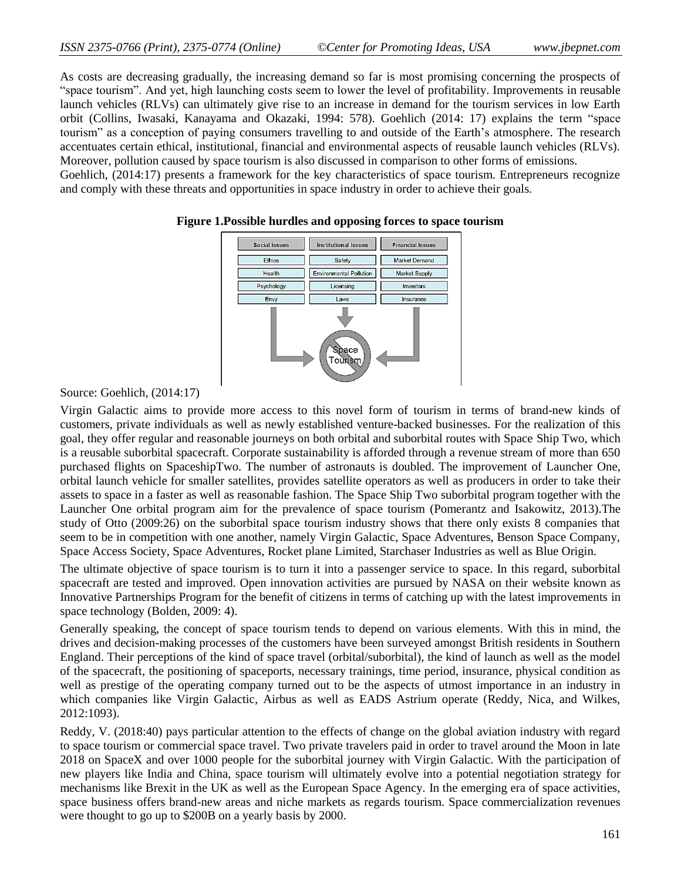As costs are decreasing gradually, the increasing demand so far is most promising concerning the prospects of "space tourism". And yet, high launching costs seem to lower the level of profitability. Improvements in reusable launch vehicles (RLVs) can ultimately give rise to an increase in demand for the tourism services in low Earth orbit (Collins, Iwasaki, Kanayama and Okazaki, 1994: 578). Goehlich (2014: 17) explains the term "space tourism" as a conception of paying consumers travelling to and outside of the Earth's atmosphere. The research accentuates certain ethical, institutional, financial and environmental aspects of reusable launch vehicles (RLVs). Moreover, pollution caused by space tourism is also discussed in comparison to other forms of emissions.

Goehlich, (2014:17) presents a framework for the key characteristics of space tourism. Entrepreneurs recognize and comply with these threats and opportunities in space industry in order to achieve their goals.

**Figure 1.Possible hurdles and opposing forces to space tourism**

| Social Issues | Institutional Issues | Financial Issues |
|---|---|---|
| Ethics | Safety | Market Demand |
| Health | Environmental Pollution | Market Supply |
| Psychology | Licensing | Investors |
| Envy | Laws | Insurance |

Space Tourism

Source: Goehlich, (2014:17)

Virgin Galactic aims to provide more access to this novel form of tourism in terms of brand-new kinds of customers, private individuals as well as newly established venture-backed businesses. For the realization of this goal, they offer regular and reasonable journeys on both orbital and suborbital routes with Space Ship Two, which is a reusable suborbital spacecraft. Corporate sustainability is afforded through a revenue stream of more than 650 purchased flights on SpaceshipTwo. The number of astronauts is doubled. The improvement of Launcher One, orbital launch vehicle for smaller satellites, provides satellite operators as well as producers in order to take their assets to space in a faster as well as reasonable fashion. The Space Ship Two suborbital program together with the Launcher One orbital program aim for the prevalence of space tourism (Pomerantz and Isakowitz, 2013).The study of Otto (2009:26) on the suborbital space tourism industry shows that there only exists 8 companies that seem to be in competition with one another, namely Virgin Galactic, Space Adventures, Benson Space Company, Space Access Society, Space Adventures, Rocket plane Limited, Starchaser Industries as well as Blue Origin.

The ultimate objective of space tourism is to turn it into a passenger service to space. In this regard, suborbital spacecraft are tested and improved. Open innovation activities are pursued by NASA on their website known as Innovative Partnerships Program for the benefit of citizens in terms of catching up with the latest improvements in space technology (Bolden, 2009: 4).

Generally speaking, the concept of space tourism tends to depend on various elements. With this in mind, the drives and decision-making processes of the customers have been surveyed amongst British residents in Southern England. Their perceptions of the kind of space travel (orbital/suborbital), the kind of launch as well as the model of the spacecraft, the positioning of spaceports, necessary trainings, time period, insurance, physical condition as well as prestige of the operating company turned out to be the aspects of utmost importance in an industry in which companies like Virgin Galactic, Airbus as well as EADS Astrium operate (Reddy, Nica, and Wilkes, 2012:1093).

Reddy, V. (2018:40) pays particular attention to the effects of change on the global aviation industry with regard to space tourism or commercial space travel. Two private travelers paid in order to travel around the Moon in late 2018 on SpaceX and over 1000 people for the suborbital journey with Virgin Galactic. With the participation of new players like India and China, space tourism will ultimately evolve into a potential negotiation strategy for mechanisms like Brexit in the UK as well as the European Space Agency. In the emerging era of space activities, space business offers brand-new areas and niche markets as regards tourism. Space commercialization revenues were thought to go up to \$200B on a yearly basis by 2000.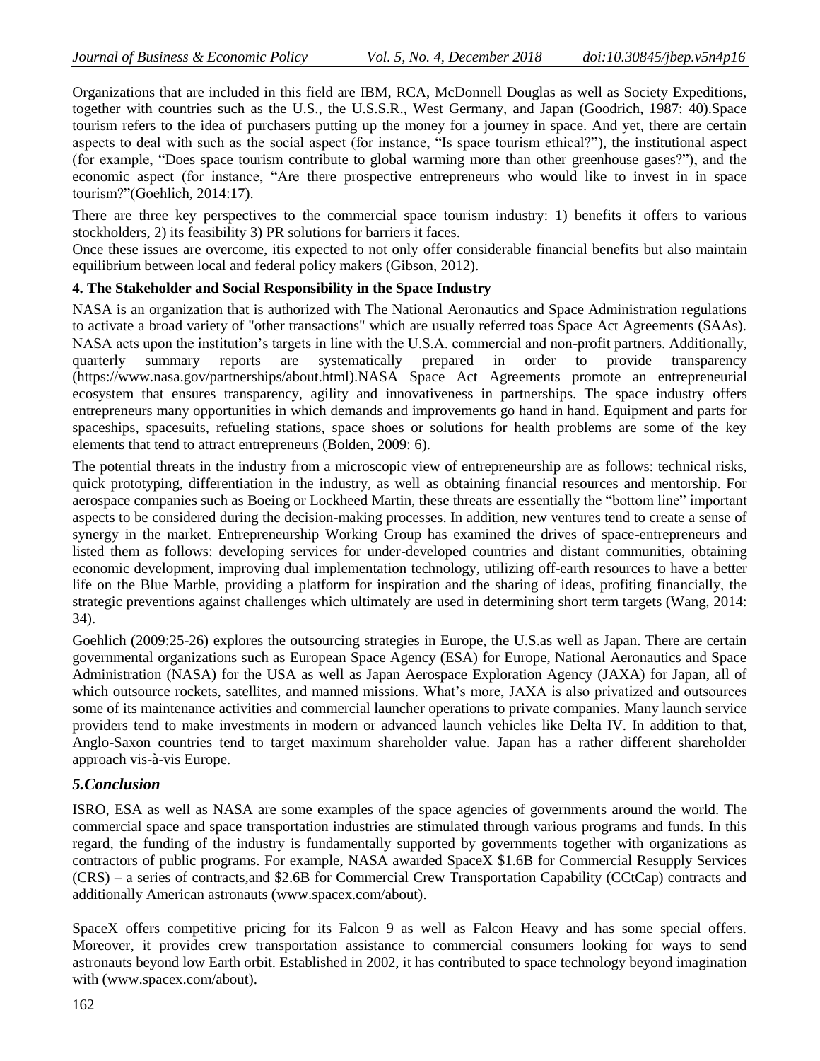Organizations that are included in this field are IBM, RCA, McDonnell Douglas as well as Society Expeditions, together with countries such as the U.S., the U.S.S.R., West Germany, and Japan (Goodrich, 1987: 40).Space tourism refers to the idea of purchasers putting up the money for a journey in space. And yet, there are certain aspects to deal with such as the social aspect (for instance, "Is space tourism ethical?"), the institutional aspect (for example, "Does space tourism contribute to global warming more than other greenhouse gases?"), and the economic aspect (for instance, "Are there prospective entrepreneurs who would like to invest in in space tourism?"(Goehlich, 2014:17).

There are three key perspectives to the commercial space tourism industry: 1) benefits it offers to various stockholders, 2) its feasibility 3) PR solutions for barriers it faces.

Once these issues are overcome, itis expected to not only offer considerable financial benefits but also maintain equilibrium between local and federal policy makers (Gibson, 2012).

## 4. The Stakeholder and Social Responsibility in the Space Industry

NASA is an organization that is authorized with The National Aeronautics and Space Administration regulations to activate a broad variety of "other transactions" which are usually referred toas Space Act Agreements (SAAs). NASA acts upon the institution's targets in line with the U.S.A. commercial and non-profit partners. Additionally, quarterly summary reports are systematically prepared in order to provide transparency (https://www.nasa.gov/partnerships/about.html).NASA Space Act Agreements promote an entrepreneurial ecosystem that ensures transparency, agility and innovativeness in partnerships. The space industry offers entrepreneurs many opportunities in which demands and improvements go hand in hand. Equipment and parts for spaceships, spacesuits, refueling stations, space shoes or solutions for health problems are some of the key elements that tend to attract entrepreneurs (Bolden, 2009: 6).

The potential threats in the industry from a microscopic view of entrepreneurship are as follows: technical risks, quick prototyping, differentiation in the industry, as well as obtaining financial resources and mentorship. For aerospace companies such as Boeing or Lockheed Martin, these threats are essentially the "bottom line" important aspects to be considered during the decision-making processes. In addition, new ventures tend to create a sense of synergy in the market. Entrepreneurship Working Group has examined the drives of space-entrepreneurs and listed them as follows: developing services for under-developed countries and distant communities, obtaining economic development, improving dual implementation technology, utilizing off-earth resources to have a better life on the Blue Marble, providing a platform for inspiration and the sharing of ideas, profiting financially, the strategic preventions against challenges which ultimately are used in determining short term targets (Wang, 2014: 34).

Goehlich (2009:25-26) explores the outsourcing strategies in Europe, the U.S.as well as Japan. There are certain governmental organizations such as European Space Agency (ESA) for Europe, National Aeronautics and Space Administration (NASA) for the USA as well as Japan Aerospace Exploration Agency (JAXA) for Japan, all of which outsource rockets, satellites, and manned missions. What's more, JAXA is also privatized and outsources some of its maintenance activities and commercial launcher operations to private companies. Many launch service providers tend to make investments in modern or advanced launch vehicles like Delta IV. In addition to that, Anglo-Saxon countries tend to target maximum shareholder value. Japan has a rather different shareholder approach vis-à-vis Europe.

## *5.Conclusion*

ISRO, ESA as well as NASA are some examples of the space agencies of governments around the world. The commercial space and space transportation industries are stimulated through various programs and funds. In this regard, the funding of the industry is fundamentally supported by governments together with organizations as contractors of public programs. For example, NASA awarded SpaceX $1.6B for Commercial Resupply Services (CRS) – a series of contracts,and $2.6B for Commercial Crew Transportation Capability (CCtCap) contracts and additionally American astronauts (www.spacex.com/about).

SpaceX offers competitive pricing for its Falcon 9 as well as Falcon Heavy and has some special offers. Moreover, it provides crew transportation assistance to commercial consumers looking for ways to send astronauts beyond low Earth orbit. Established in 2002, it has contributed to space technology beyond imagination with (www.spacex.com/about).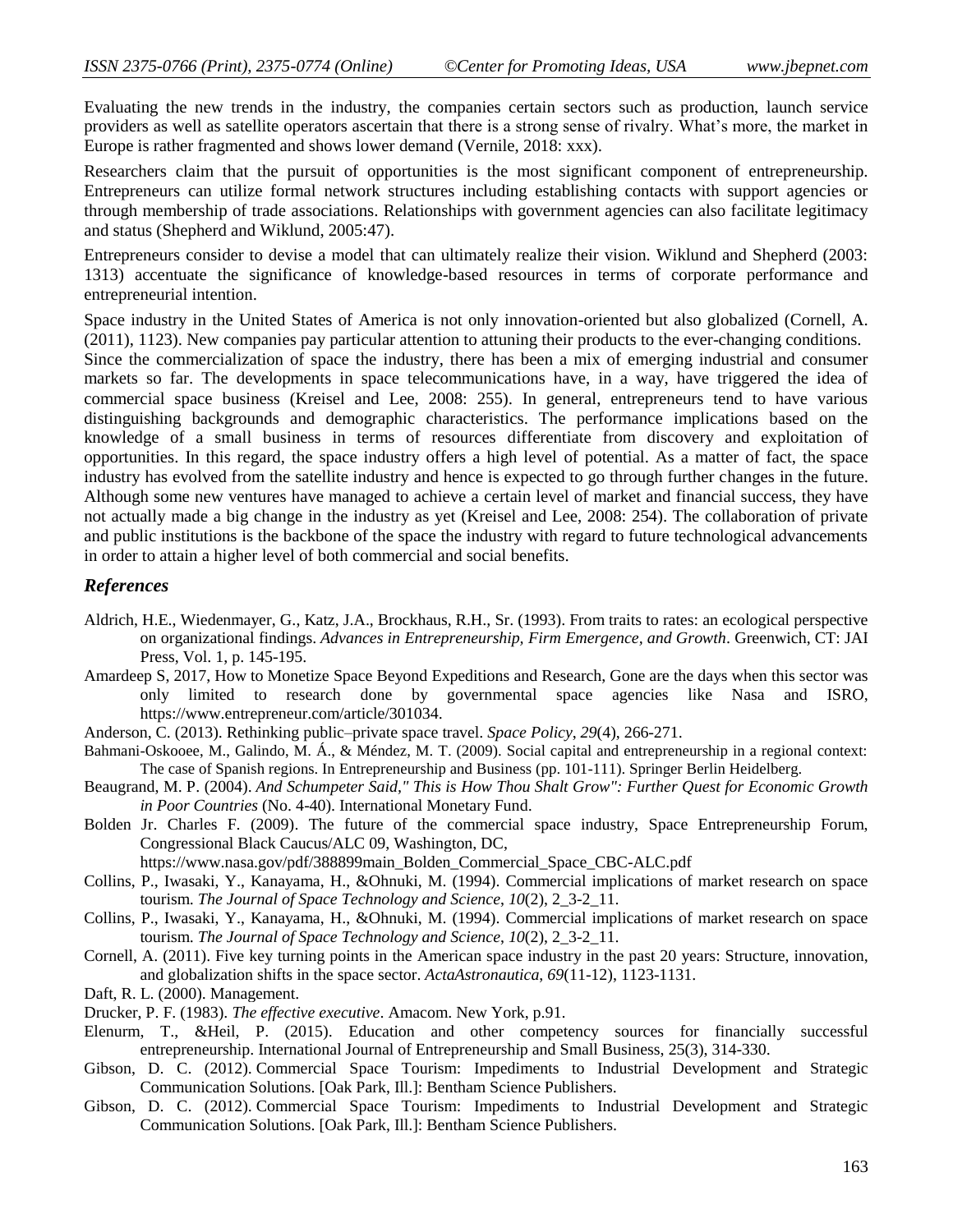Evaluating the new trends in the industry, the companies certain sectors such as production, launch service providers as well as satellite operators ascertain that there is a strong sense of rivalry. What's more, the market in Europe is rather fragmented and shows lower demand (Vernile, 2018: xxx).

Researchers claim that the pursuit of opportunities is the most significant component of entrepreneurship. Entrepreneurs can utilize formal network structures including establishing contacts with support agencies or through membership of trade associations. Relationships with government agencies can also facilitate legitimacy and status (Shepherd and Wiklund, 2005:47).

Entrepreneurs consider to devise a model that can ultimately realize their vision. Wiklund and Shepherd (2003: 1313) accentuate the significance of knowledge-based resources in terms of corporate performance and entrepreneurial intention.

Space industry in the United States of America is not only innovation-oriented but also globalized (Cornell, A. (2011), 1123). New companies pay particular attention to attuning their products to the ever-changing conditions.

Since the commercialization of space the industry, there has been a mix of emerging industrial and consumer markets so far. The developments in space telecommunications have, in a way, have triggered the idea of commercial space business (Kreisel and Lee, 2008: 255). In general, entrepreneurs tend to have various distinguishing backgrounds and demographic characteristics. The performance implications based on the knowledge of a small business in terms of resources differentiate from discovery and exploitation of opportunities. In this regard, the space industry offers a high level of potential. As a matter of fact, the space industry has evolved from the satellite industry and hence is expected to go through further changes in the future. Although some new ventures have managed to achieve a certain level of market and financial success, they have not actually made a big change in the industry as yet (Kreisel and Lee, 2008: 254). The collaboration of private and public institutions is the backbone of the space the industry with regard to future technological advancements in order to attain a higher level of both commercial and social benefits.

## *References*

Aldrich, H.E., Wiedenmayer, G., Katz, J.A., Brockhaus, R.H., Sr. (1993). From traits to rates: an ecological perspective on organizational findings. *Advances in Entrepreneurship, Firm Emergence, and Growth*. Greenwich, CT: JAI Press, Vol. 1, p. 145-195.

Amardeep S, 2017, How to Monetize Space Beyond Expeditions and Research, Gone are the days when this sector was only limited to research done by governmental space agencies like Nasa and ISRO, https://www.entrepreneur.com/article/301034.

Anderson, C. (2013). Rethinking public–private space travel. *Space Policy*, *29*(4), 266-271.

Bahmani-Oskooee, M., Galindo, M. Á., & Méndez, M. T. (2009). Social capital and entrepreneurship in a regional context: The case of Spanish regions. In Entrepreneurship and Business (pp. 101-111). Springer Berlin Heidelberg.

Beaugrand, M. P. (2004). *And Schumpeter Said," This is How Thou Shalt Grow": Further Quest for Economic Growth in Poor Countries* (No. 4-40). International Monetary Fund.

Bolden Jr. Charles F. (2009). The future of the commercial space industry, Space Entrepreneurship Forum, Congressional Black Caucus/ALC 09, Washington, DC, https://www.nasa.gov/pdf/388899main_Bolden_Commercial_Space_CBC-ALC.pdf

Collins, P., Iwasaki, Y., Kanayama, H., &Ohnuki, M. (1994). Commercial implications of market research on space tourism. *The Journal of Space Technology and Science*, *10*(2), 2_3-2_11.

Collins, P., Iwasaki, Y., Kanayama, H., &Ohnuki, M. (1994). Commercial implications of market research on space tourism. *The Journal of Space Technology and Science*, *10*(2), 2_3-2_11.

Cornell, A. (2011). Five key turning points in the American space industry in the past 20 years: Structure, innovation, and globalization shifts in the space sector. *ActaAstronautica, 69*(11-12), 1123-1131.

Daft, R. L. (2000). Management.

Drucker, P. F. (1983). *The effective executive*. Amacom. New York, p.91.

Elenurm, T., &Heil, P. (2015). Education and other competency sources for financially successful entrepreneurship. International Journal of Entrepreneurship and Small Business, 25(3), 314-330.

Gibson, D. C. (2012). Commercial Space Tourism: Impediments to Industrial Development and Strategic Communication Solutions. [Oak Park, Ill.]: Bentham Science Publishers.

Gibson, D. C. (2012). Commercial Space Tourism: Impediments to Industrial Development and Strategic Communication Solutions. [Oak Park, Ill.]: Bentham Science Publishers.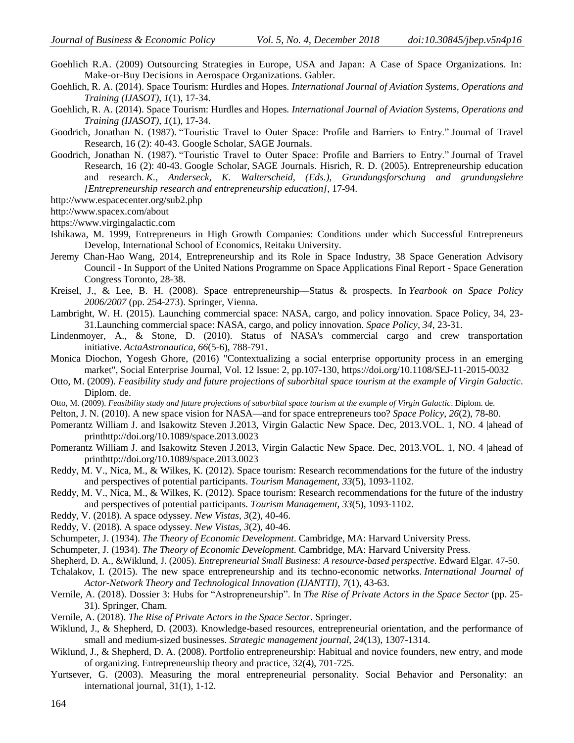Goehlich R.A. (2009) Outsourcing Strategies in Europe, USA and Japan: A Case of Space Organizations. In: Make-or-Buy Decisions in Aerospace Organizations. Gabler.

Goehlich, R. A. (2014). Space Tourism: Hurdles and Hopes. *International Journal of Aviation Systems, Operations and Training (IJASOT)*, *1*(1), 17-34.

Goehlich, R. A. (2014). Space Tourism: Hurdles and Hopes. *International Journal of Aviation Systems, Operations and Training (IJASOT)*, *1*(1), 17-34.

Goodrich, Jonathan N. (1987). "Touristic Travel to Outer Space: Profile and Barriers to Entry." Journal of Travel Research, 16 (2): 40-43. Google Scholar, SAGE Journals.

Goodrich, Jonathan N. (1987). "Touristic Travel to Outer Space: Profile and Barriers to Entry." Journal of Travel Research, 16 (2): 40-43. Google Scholar, SAGE Journals. Hisrich, R. D. (2005). Entrepreneurship education and research. *K., Anderseck, K. Walterscheid, (Eds.), Grundungsforschung and grundungslehre [Entrepreneurship research and entrepreneurship education]*, 17-94.

http://www.espacecenter.org/sub2.php

http://www.spacex.com/about

https://www.virgingalactic.com

Ishikawa, M. 1999, Entrepreneurs in High Growth Companies: Conditions under which Successful Entrepreneurs Develop, International School of Economics, Reitaku University.

Jeremy Chan-Hao Wang, 2014, Entrepreneurship and its Role in Space Industry, 38 Space Generation Advisory Council - In Support of the United Nations Programme on Space Applications Final Report - Space Generation Congress Toronto, 28-38.

Kreisel, J., & Lee, B. H. (2008). Space entrepreneurship—Status & prospects. In *Yearbook on Space Policy 2006/2007* (pp. 254-273). Springer, Vienna.

Lambright, W. H. (2015). Launching commercial space: NASA, cargo, and policy innovation. Space Policy, 34, 23-31.Launching commercial space: NASA, cargo, and policy innovation. *Space Policy*, *34*, 23-31.

Lindenmoyer, A., & Stone, D. (2010). Status of NASA's commercial cargo and crew transportation initiative. *ActaAstronautica*, *66*(5-6), 788-791.

Monica Diochon, Yogesh Ghore, (2016) "Contextualizing a social enterprise opportunity process in an emerging market", Social Enterprise Journal, Vol. 12 Issue: 2, pp.107-130, https://doi.org/10.1108/SEJ-11-2015-0032

Otto, M. (2009). *Feasibility study and future projections of suborbital space tourism at the example of Virgin Galactic*. Diplom. de.

Otto, M. (2009). *Feasibility study and future projections of suborbital space tourism at the example of Virgin Galactic*. Diplom. de.

Pelton, J. N. (2010). A new space vision for NASA—and for space entrepreneurs too? *Space Policy*, *26*(2), 78-80.

Pomerantz William J. and Isakowitz Steven J.2013, Virgin Galactic New Space. Dec, 2013.VOL. 1, NO. 4 |ahead of printhttp://doi.org/10.1089/space.2013.0023

Pomerantz William J. and Isakowitz Steven J.2013, Virgin Galactic New Space. Dec, 2013.VOL. 1, NO. 4 |ahead of printhttp://doi.org/10.1089/space.2013.0023

Reddy, M. V., Nica, M., & Wilkes, K. (2012). Space tourism: Research recommendations for the future of the industry and perspectives of potential participants. *Tourism Management*, *33*(5), 1093-1102.

Reddy, M. V., Nica, M., & Wilkes, K. (2012). Space tourism: Research recommendations for the future of the industry and perspectives of potential participants. *Tourism Management*, *33*(5), 1093-1102.

Reddy, V. (2018). A space odyssey. *New Vistas*, *3*(2), 40-46.

Reddy, V. (2018). A space odyssey. *New Vistas*, *3*(2), 40-46.

Schumpeter, J. (1934). *The Theory of Economic Development*. Cambridge, MA: Harvard University Press.

Schumpeter, J. (1934). *The Theory of Economic Development*. Cambridge, MA: Harvard University Press.

Shepherd, D. A., &Wiklund, J. (2005). *Entrepreneurial Small Business: A resource-based perspective*. Edward Elgar. 47-50.

Tchalakov, I. (2015). The new space entrepreneurship and its techno-economic networks. *International Journal of Actor-Network Theory and Technological Innovation (IJANTTI)*, *7*(1), 43-63.

Vernile, A. (2018). Dossier 3: Hubs for "Astropreneurship". In *The Rise of Private Actors in the Space Sector* (pp. 25-31). Springer, Cham.

Vernile, A. (2018). *The Rise of Private Actors in the Space Sector*. Springer.

Wiklund, J., & Shepherd, D. (2003). Knowledge-based resources, entrepreneurial orientation, and the performance of small and medium-sized businesses. *Strategic management journal*, *24*(13), 1307-1314.

Wiklund, J., & Shepherd, D. A. (2008). Portfolio entrepreneurship: Habitual and novice founders, new entry, and mode of organizing. Entrepreneurship theory and practice, 32(4), 701-725.

Yurtsever, G. (2003). Measuring the moral entrepreneurial personality. Social Behavior and Personality: an international journal, 31(1), 1-12.